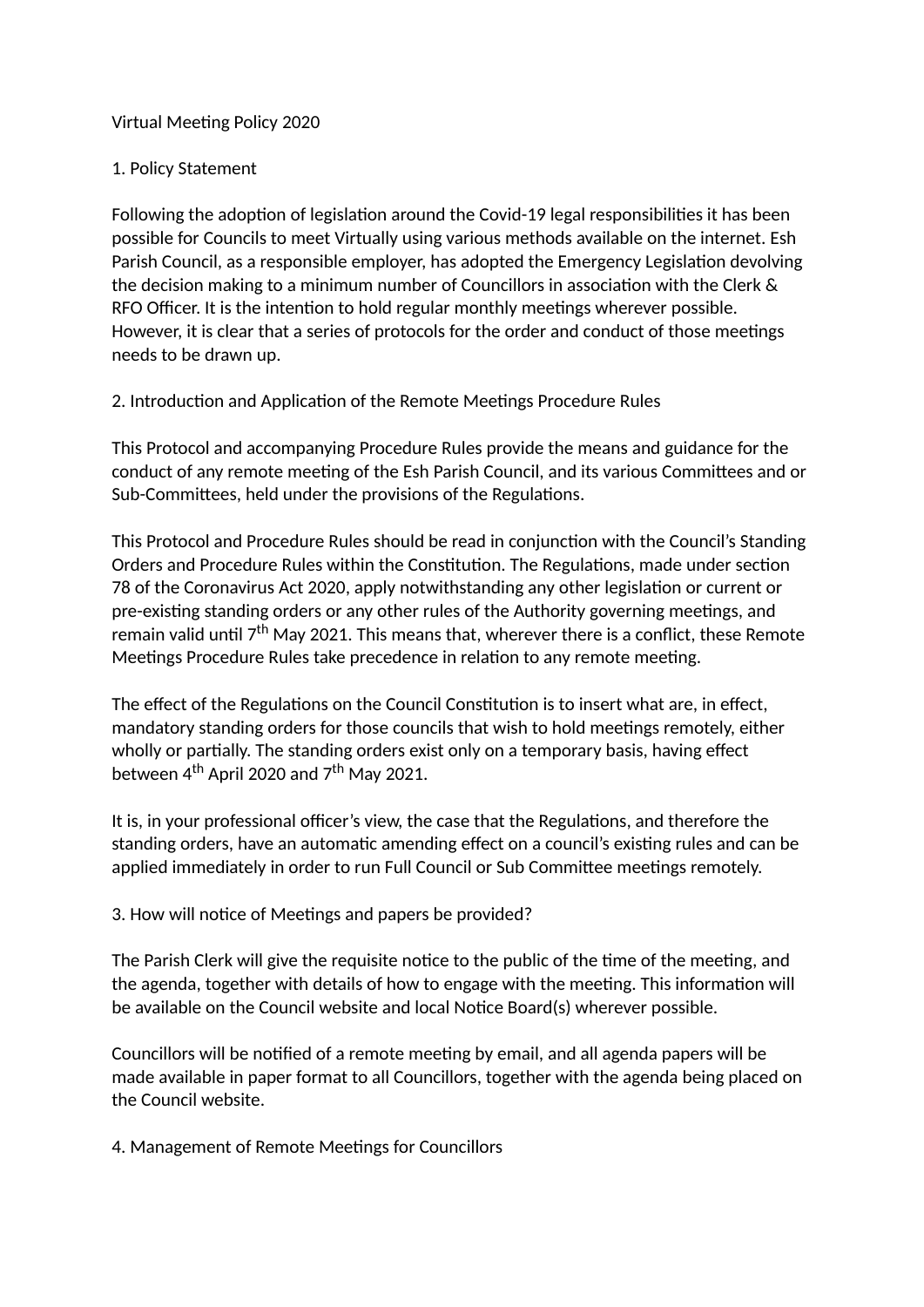# Virtual Meeting Policy 2020

## 1. Policy Statement

Following the adoption of legislation around the Covid-19 legal responsibilities it has been possible for Councils to meet Virtually using various methods available on the internet. Esh Parish Council, as a responsible employer, has adopted the Emergency Legislation devolving the decision making to a minimum number of Councillors in association with the Clerk & RFO Officer. It is the intention to hold regular monthly meetings wherever possible. However, it is clear that a series of protocols for the order and conduct of those meetings needs to be drawn up.

## 2. Introduction and Application of the Remote Meetings Procedure Rules

This Protocol and accompanying Procedure Rules provide the means and guidance for the conduct of any remote meeting of the Esh Parish Council, and its various Committees and or Sub-Committees, held under the provisions of the Regulations.

This Protocol and Procedure Rules should be read in conjunction with the Council's Standing Orders and Procedure Rules within the Constitution. The Regulations, made under section 78 of the Coronavirus Act 2020, apply notwithstanding any other legislation or current or pre-existing standing orders or any other rules of the Authority governing meetings, and remain valid until 7th May 2021. This means that, wherever there is a conflict, these Remote Meetings Procedure Rules take precedence in relation to any remote meeting.

The effect of the Regulations on the Council Constitution is to insert what are, in effect, mandatory standing orders for those councils that wish to hold meetings remotely, either wholly or partially. The standing orders exist only on a temporary basis, having effect between 4th April 2020 and 7th May 2021.

It is, in your professional officer's view, the case that the Regulations, and therefore the standing orders, have an automatic amending effect on a council's existing rules and can be applied immediately in order to run Full Council or Sub Committee meetings remotely.

## 3. How will notice of Meetings and papers be provided?

The Parish Clerk will give the requisite notice to the public of the time of the meeting, and the agenda, together with details of how to engage with the meeting. This information will be available on the Council website and local Notice Board(s) wherever possible.

Councillors will be notified of a remote meeting by email, and all agenda papers will be made available in paper format to all Councillors, together with the agenda being placed on the Council website.

## 4. Management of Remote Meetings for Councillors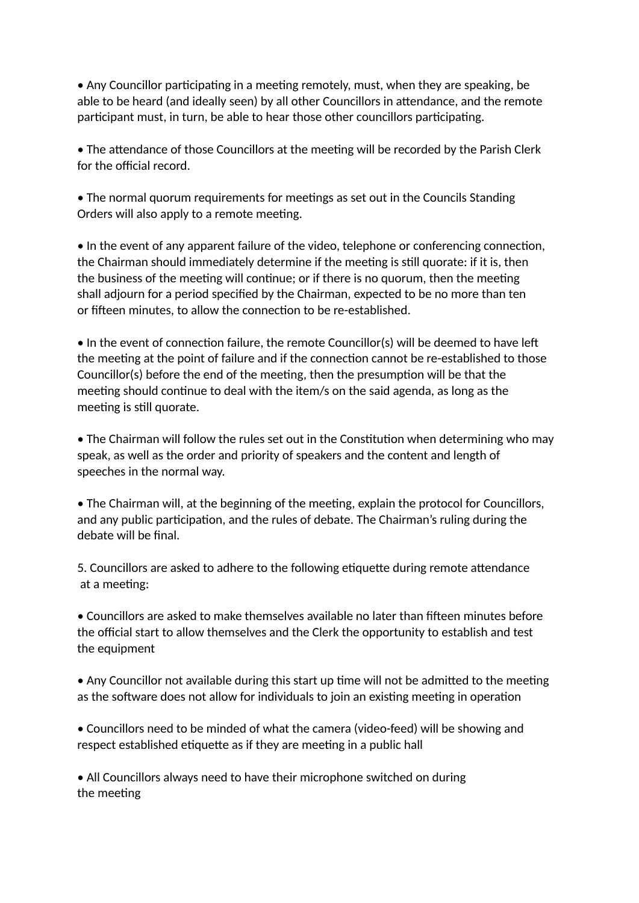- Any Councillor participating in a meeting remotely, must, when they are speaking, be able to be heard (and ideally seen) by all other Councillors in attendance, and the remote participant must, in turn, be able to hear those other councillors participating.

- The attendance of those Councillors at the meeting will be recorded by the Parish Clerk for the official record.

- The normal quorum requirements for meetings as set out in the Councils Standing Orders will also apply to a remote meeting.

- In the event of any apparent failure of the video, telephone or conferencing connection, the Chairman should immediately determine if the meeting is still quorate: if it is, then the business of the meeting will continue; or if there is no quorum, then the meeting shall adjourn for a period specified by the Chairman, expected to be no more than ten or fifteen minutes, to allow the connection to be re-established.

- In the event of connection failure, the remote Councillor(s) will be deemed to have left the meeting at the point of failure and if the connection cannot be re-established to those Councillor(s) before the end of the meeting, then the presumption will be that the meeting should continue to deal with the item/s on the said agenda, as long as the meeting is still quorate.

- The Chairman will follow the rules set out in the Constitution when determining who may speak, as well as the order and priority of speakers and the content and length of speeches in the normal way.

- The Chairman will, at the beginning of the meeting, explain the protocol for Councillors, and any public participation, and the rules of debate. The Chairman's ruling during the debate will be final.

5. Councillors are asked to adhere to the following etiquette during remote attendance at a meeting:

- Councillors are asked to make themselves available no later than fifteen minutes before the official start to allow themselves and the Clerk the opportunity to establish and test the equipment

- Any Councillor not available during this start up time will not be admitted to the meeting as the software does not allow for individuals to join an existing meeting in operation

- Councillors need to be minded of what the camera (video-feed) will be showing and respect established etiquette as if they are meeting in a public hall

- All Councillors always need to have their microphone switched on during the meeting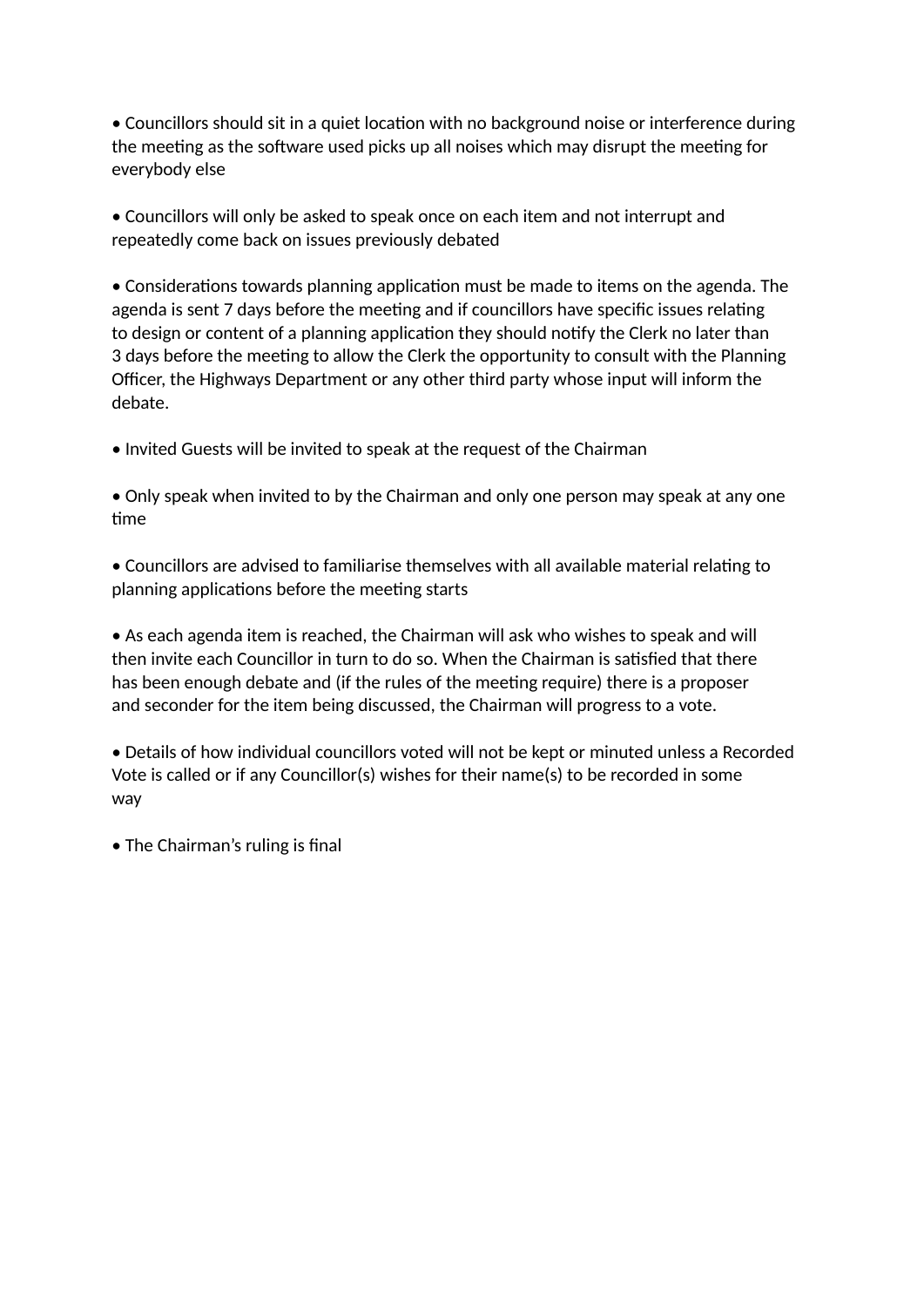- Councillors should sit in a quiet location with no background noise or interference during the meeting as the software used picks up all noises which may disrupt the meeting for everybody else

- Councillors will only be asked to speak once on each item and not interrupt and repeatedly come back on issues previously debated

- Considerations towards planning application must be made to items on the agenda. The agenda is sent 7 days before the meeting and if councillors have specific issues relating to design or content of a planning application they should notify the Clerk no later than 3 days before the meeting to allow the Clerk the opportunity to consult with the Planning Officer, the Highways Department or any other third party whose input will inform the debate.

- Invited Guests will be invited to speak at the request of the Chairman

- Only speak when invited to by the Chairman and only one person may speak at any one time

- Councillors are advised to familiarise themselves with all available material relating to planning applications before the meeting starts

- As each agenda item is reached, the Chairman will ask who wishes to speak and will then invite each Councillor in turn to do so. When the Chairman is satisfied that there has been enough debate and (if the rules of the meeting require) there is a proposer and seconder for the item being discussed, the Chairman will progress to a vote.

- Details of how individual councillors voted will not be kept or minuted unless a Recorded Vote is called or if any Councillor(s) wishes for their name(s) to be recorded in some way

- The Chairman's ruling is final